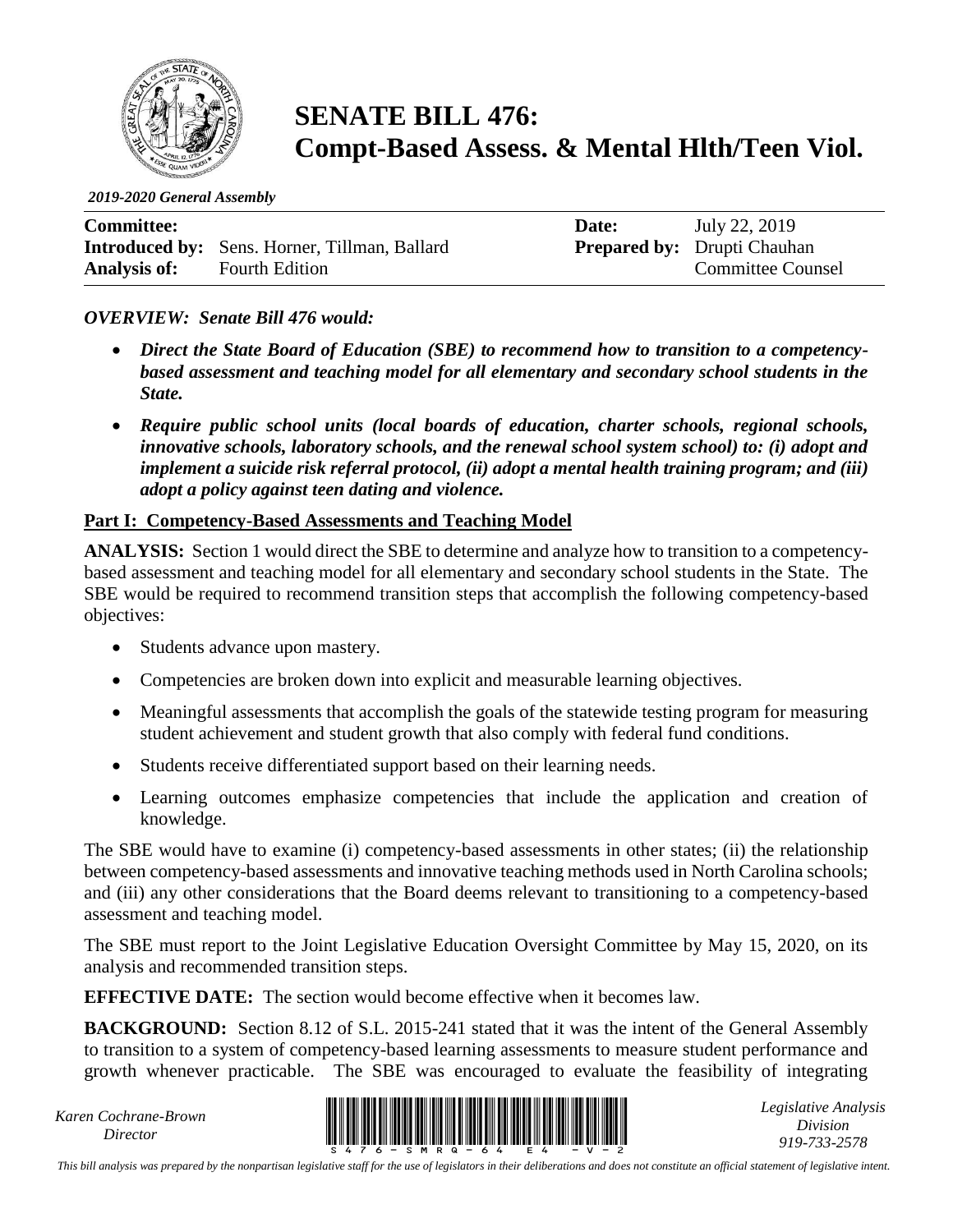# SENATE BILL 476: Compt-Based Assess. & Mental Hlth/Teen Viol.

*2019-2020 General Assembly*

| **Committee:** | | **Date:** | July 22, 2019 |
|---|---|---|---|
| **Introduced by:** | Sens. Horner, Tillman, Ballard | **Prepared by:** | Drupti Chauhan |
| **Analysis of:** | Fourth Edition | | Committee Counsel |

***OVERVIEW: Senate Bill 476 would:***

- ***Direct the State Board of Education (SBE) to recommend how to transition to a competency-based assessment and teaching model for all elementary and secondary school students in the State.***
- ***Require public school units (local boards of education, charter schools, regional schools, innovative schools, laboratory schools, and the renewal school system school) to: (i) adopt and implement a suicide risk referral protocol, (ii) adopt a mental health training program; and (iii) adopt a policy against teen dating and violence.***

**Part I: Competency-Based Assessments and Teaching Model**

**ANALYSIS:** Section 1 would direct the SBE to determine and analyze how to transition to a competency-based assessment and teaching model for all elementary and secondary school students in the State. The SBE would be required to recommend transition steps that accomplish the following competency-based objectives:

- Students advance upon mastery.
- Competencies are broken down into explicit and measurable learning objectives.
- Meaningful assessments that accomplish the goals of the statewide testing program for measuring student achievement and student growth that also comply with federal fund conditions.
- Students receive differentiated support based on their learning needs.
- Learning outcomes emphasize competencies that include the application and creation of knowledge.

The SBE would have to examine (i) competency-based assessments in other states; (ii) the relationship between competency-based assessments and innovative teaching methods used in North Carolina schools; and (iii) any other considerations that the Board deems relevant to transitioning to a competency-based assessment and teaching model.

The SBE must report to the Joint Legislative Education Oversight Committee by May 15, 2020, on its analysis and recommended transition steps.

**EFFECTIVE DATE:** The section would become effective when it becomes law.

**BACKGROUND:** Section 8.12 of S.L. 2015-241 stated that it was the intent of the General Assembly to transition to a system of competency-based learning assessments to measure student performance and growth whenever practicable. The SBE was encouraged to evaluate the feasibility of integrating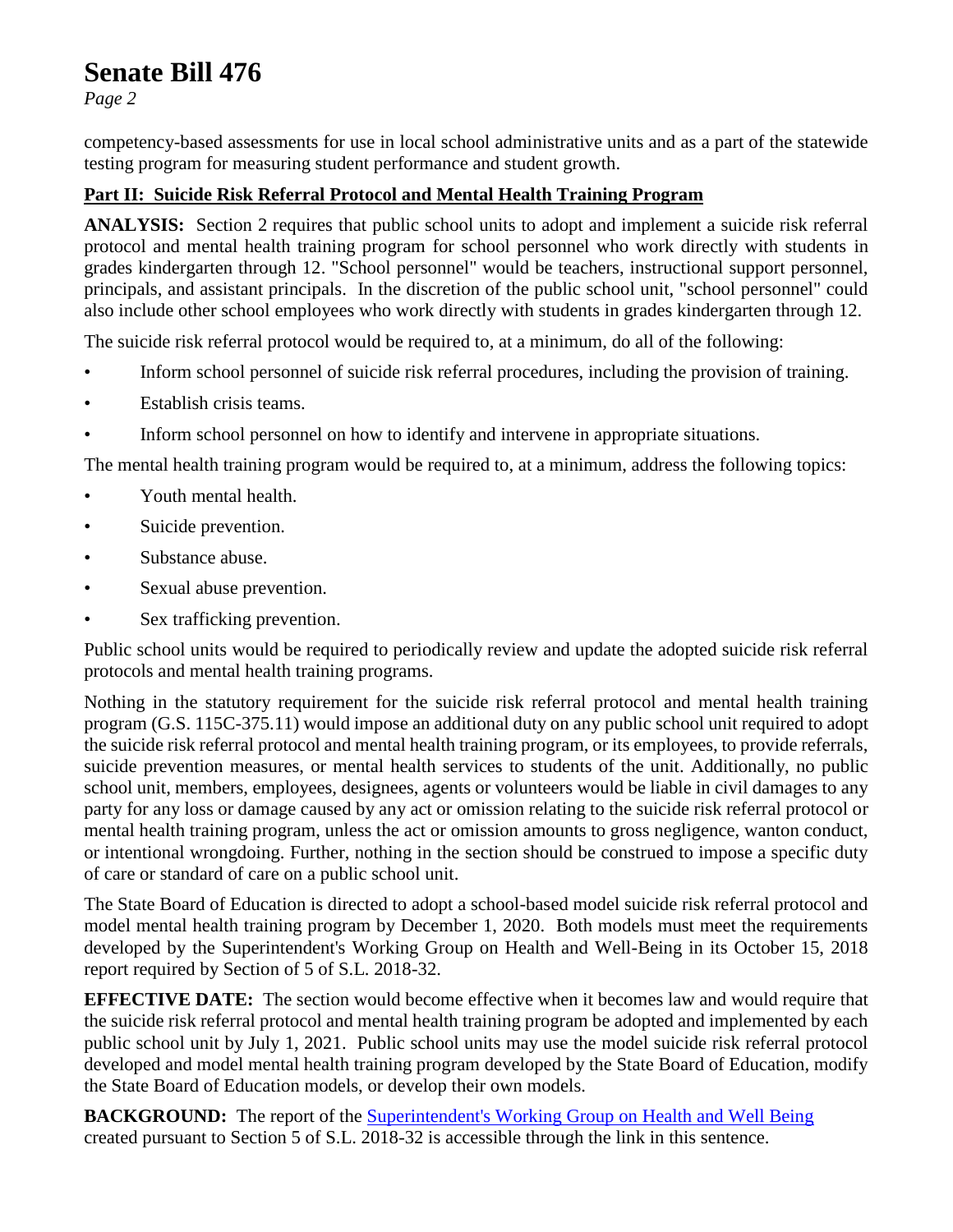competency-based assessments for use in local school administrative units and as a part of the statewide testing program for measuring student performance and student growth.

**Part II: Suicide Risk Referral Protocol and Mental Health Training Program**

**ANALYSIS:** Section 2 requires that public school units to adopt and implement a suicide risk referral protocol and mental health training program for school personnel who work directly with students in grades kindergarten through 12. "School personnel" would be teachers, instructional support personnel, principals, and assistant principals. In the discretion of the public school unit, "school personnel" could also include other school employees who work directly with students in grades kindergarten through 12.

The suicide risk referral protocol would be required to, at a minimum, do all of the following:

- Inform school personnel of suicide risk referral procedures, including the provision of training.
- Establish crisis teams.
- Inform school personnel on how to identify and intervene in appropriate situations.

The mental health training program would be required to, at a minimum, address the following topics:

- Youth mental health.
- Suicide prevention.
- Substance abuse.
- Sexual abuse prevention.
- Sex trafficking prevention.

Public school units would be required to periodically review and update the adopted suicide risk referral protocols and mental health training programs.

Nothing in the statutory requirement for the suicide risk referral protocol and mental health training program (G.S. 115C-375.11) would impose an additional duty on any public school unit required to adopt the suicide risk referral protocol and mental health training program, or its employees, to provide referrals, suicide prevention measures, or mental health services to students of the unit. Additionally, no public school unit, members, employees, designees, agents or volunteers would be liable in civil damages to any party for any loss or damage caused by any act or omission relating to the suicide risk referral protocol or mental health training program, unless the act or omission amounts to gross negligence, wanton conduct, or intentional wrongdoing. Further, nothing in the section should be construed to impose a specific duty of care or standard of care on a public school unit.

The State Board of Education is directed to adopt a school-based model suicide risk referral protocol and model mental health training program by December 1, 2020. Both models must meet the requirements developed by the Superintendent's Working Group on Health and Well-Being in its October 15, 2018 report required by Section of 5 of S.L. 2018-32.

**EFFECTIVE DATE:** The section would become effective when it becomes law and would require that the suicide risk referral protocol and mental health training program be adopted and implemented by each public school unit by July 1, 2021. Public school units may use the model suicide risk referral protocol developed and model mental health training program developed by the State Board of Education, modify the State Board of Education models, or develop their own models.

**BACKGROUND:** The report of the Superintendent's Working Group on Health and Well Being created pursuant to Section 5 of S.L. 2018-32 is accessible through the link in this sentence.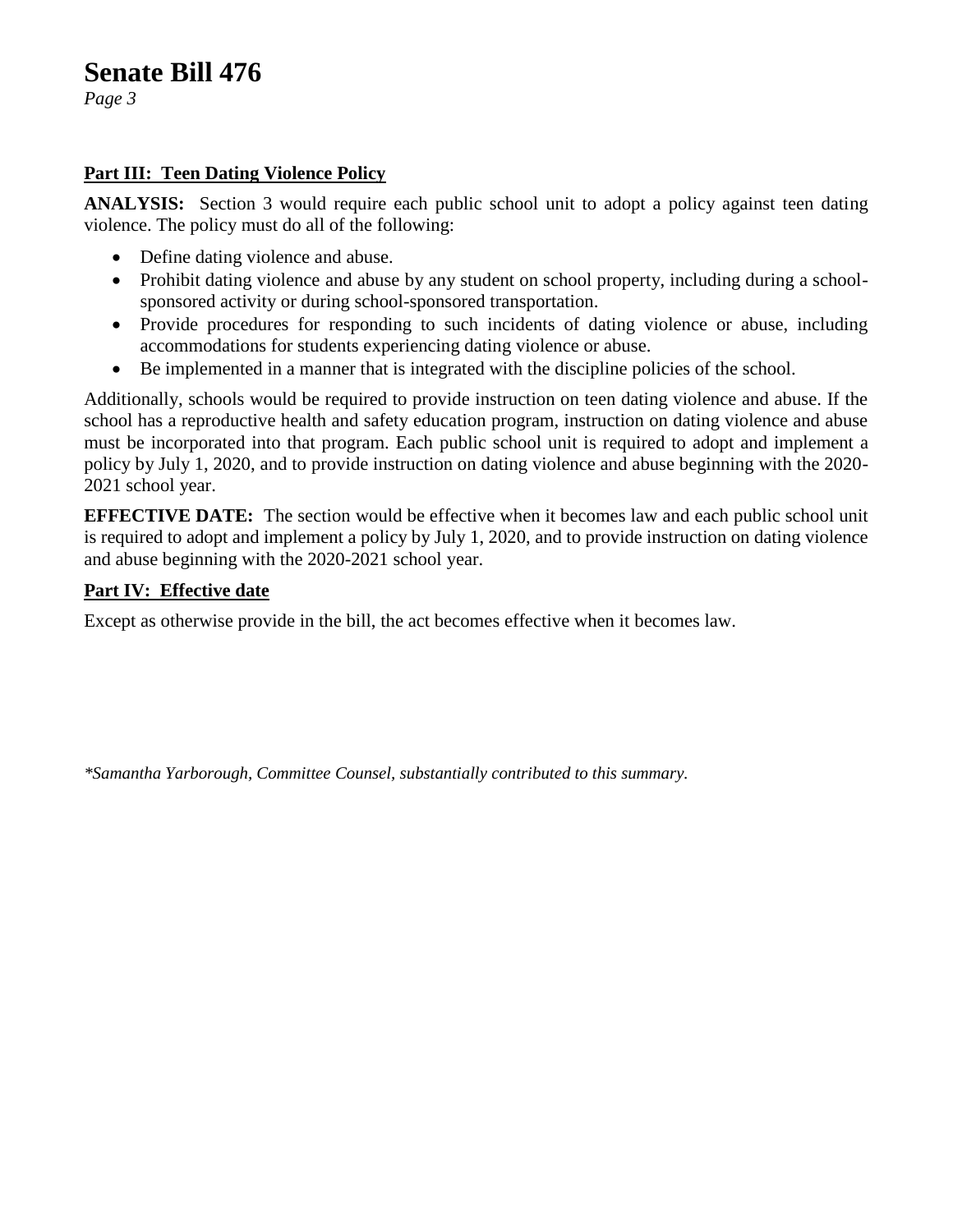**Part III: Teen Dating Violence Policy**

**ANALYSIS:** Section 3 would require each public school unit to adopt a policy against teen dating violence. The policy must do all of the following:

- Define dating violence and abuse.
- Prohibit dating violence and abuse by any student on school property, including during a school-sponsored activity or during school-sponsored transportation.
- Provide procedures for responding to such incidents of dating violence or abuse, including accommodations for students experiencing dating violence or abuse.
- Be implemented in a manner that is integrated with the discipline policies of the school.

Additionally, schools would be required to provide instruction on teen dating violence and abuse. If the school has a reproductive health and safety education program, instruction on dating violence and abuse must be incorporated into that program. Each public school unit is required to adopt and implement a policy by July 1, 2020, and to provide instruction on dating violence and abuse beginning with the 2020-2021 school year.

**EFFECTIVE DATE:** The section would be effective when it becomes law and each public school unit is required to adopt and implement a policy by July 1, 2020, and to provide instruction on dating violence and abuse beginning with the 2020-2021 school year.

**Part IV: Effective date**

Except as otherwise provide in the bill, the act becomes effective when it becomes law.

*\*Samantha Yarborough, Committee Counsel, substantially contributed to this summary.*